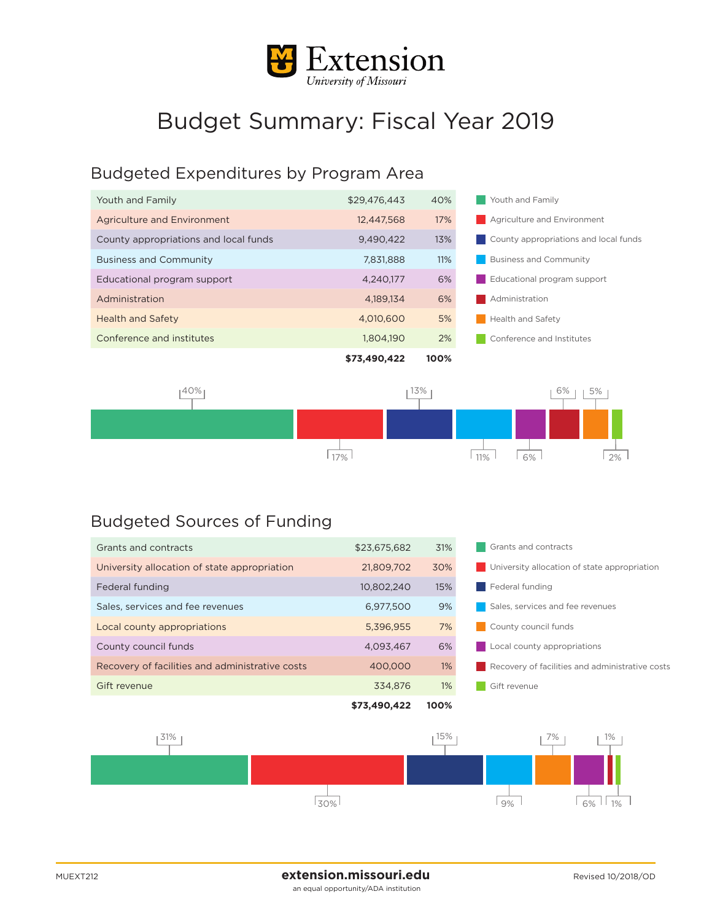# Budget Summary: Fiscal Year 2019

## Budgeted Expenditures by Program Area

| Program Area | Amount | Percent |
|---|---|---|
| Youth and Family | $29,476,443 | 40% |
| Agriculture and Environment | 12,447,568 | 17% |
| County appropriations and local funds | 9,490,422 | 13% |
| Business and Community | 7,831,888 | 11% |
| Educational program support | 4,240,177 | 6% |
| Administration | 4,189,134 | 6% |
| Health and Safety | 4,010,600 | 5% |
| Conference and institutes | 1,804,190 | 2% |
| | **$73,490,422** | **100%** |

## Budgeted Sources of Funding

| Source | Amount | Percent |
|---|---|---|
| Grants and contracts | $23,675,682 | 31% |
| University allocation of state appropriation | 21,809,702 | 30% |
| Federal funding | 10,802,240 | 15% |
| Sales, services and fee revenues | 6,977,500 | 9% |
| Local county appropriations | 5,396,955 | 7% |
| County council funds | 4,093,467 | 6% |
| Recovery of facilities and administrative costs | 400,000 | 1% |
| Gift revenue | 334,876 | 1% |
| | **$73,490,422** | **100%** |

MUEXT212

**extension.missouri.edu**

an equal opportunity/ADA institution

Revised 10/2018/OD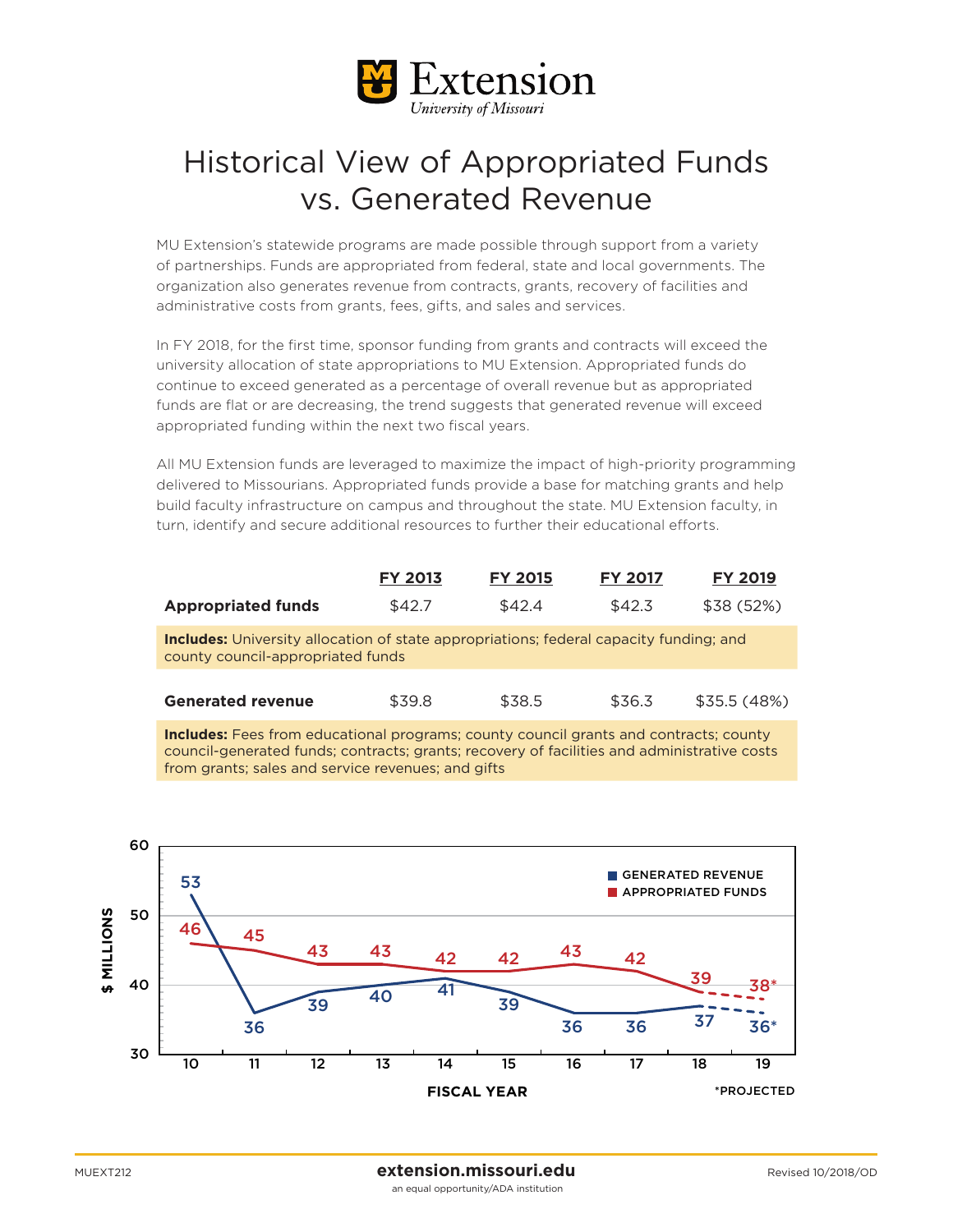# Historical View of Appropriated Funds vs. Generated Revenue

MU Extension's statewide programs are made possible through support from a variety of partnerships. Funds are appropriated from federal, state and local governments. The organization also generates revenue from contracts, grants, recovery of facilities and administrative costs from grants, fees, gifts, and sales and services.

In FY 2018, for the first time, sponsor funding from grants and contracts will exceed the university allocation of state appropriations to MU Extension. Appropriated funds do continue to exceed generated as a percentage of overall revenue but as appropriated funds are flat or are decreasing, the trend suggests that generated revenue will exceed appropriated funding within the next two fiscal years.

All MU Extension funds are leveraged to maximize the impact of high-priority programming delivered to Missourians. Appropriated funds provide a base for matching grants and help build faculty infrastructure on campus and throughout the state. MU Extension faculty, in turn, identify and secure additional resources to further their educational efforts.

| | FY 2013 | FY 2015 | FY 2017 | FY 2019 |
|---|---|---|---|---|
| **Appropriated funds** | $42.7 | $42.4 | $42.3 | $38 (52%) |
| **Includes:** University allocation of state appropriations; federal capacity funding; and county council-appropriated funds | | | | |
| **Generated revenue** | $39.8 | $38.5 | $36.3 | $35.5 (48%) |
| **Includes:** Fees from educational programs; county council grants and contracts; county council-generated funds; contracts; grants; recovery of facilities and administrative costs from grants; sales and service revenues; and gifts | | | | |

GENERATED REVENUE
APPROPRIATED FUNDS

$ MILLIONS
60
50
40
30

Appropriated funds: 46, 45, 43, 43, 42, 42, 43, 42, 39, 38*
Generated revenue: 53, 36, 39, 40, 41, 39, 36, 36, 37, 36*

10 11 12 13 14 15 16 17 18 19
FISCAL YEAR

*PROJECTED

MUEXT212

**extension.missouri.edu**
an equal opportunity/ADA institution

Revised 10/2018/OD